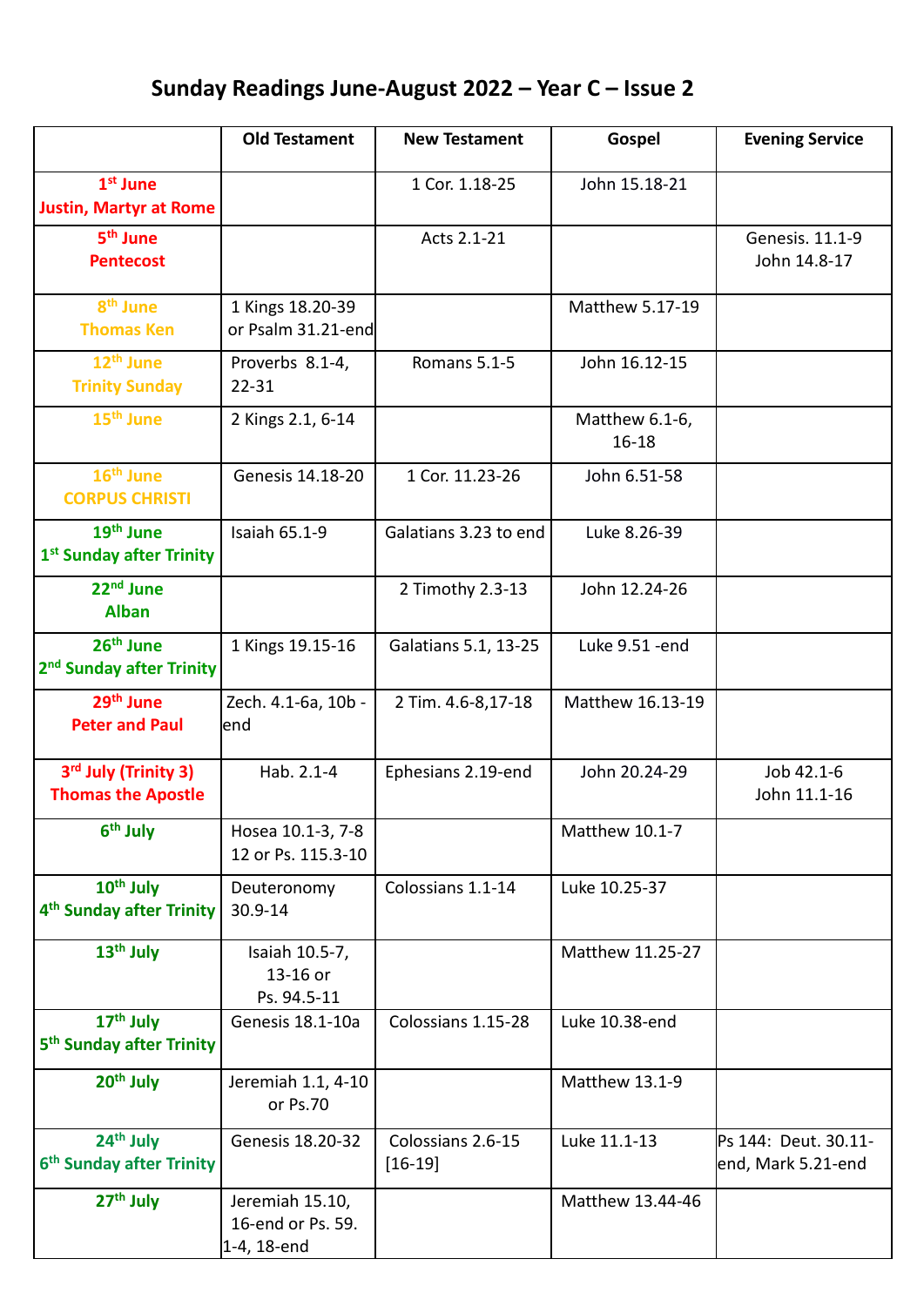# Sunday Readings June-August 2022 – Year C – Issue 2

| | Old Testament | New Testament | Gospel | Evening Service |
|---|---|---|---|---|
| 1st June<br>Justin, Martyr at Rome | | 1 Cor. 1.18-25 | John 15.18-21 | |
| 5th June<br>Pentecost | | Acts 2.1-21 | | Genesis. 11.1-9<br>John 14.8-17 |
| 8th June<br>Thomas Ken | 1 Kings 18.20-39 or Psalm 31.21-end | | Matthew 5.17-19 | |
| 12th June<br>Trinity Sunday | Proverbs 8.1-4, 22-31 | Romans 5.1-5 | John 16.12-15 | |
| 15th June | 2 Kings 2.1, 6-14 | | Matthew 6.1-6, 16-18 | |
| 16th June<br>CORPUS CHRISTI | Genesis 14.18-20 | 1 Cor. 11.23-26 | John 6.51-58 | |
| 19th June<br>1st Sunday after Trinity | Isaiah 65.1-9 | Galatians 3.23 to end | Luke 8.26-39 | |
| 22nd June<br>Alban | | 2 Timothy 2.3-13 | John 12.24-26 | |
| 26th June<br>2nd Sunday after Trinity | 1 Kings 19.15-16 | Galatians 5.1, 13-25 | Luke 9.51 -end | |
| 29th June<br>Peter and Paul | Zech. 4.1-6a, 10b -end | 2 Tim. 4.6-8,17-18 | Matthew 16.13-19 | |
| 3rd July (Trinity 3)<br>Thomas the Apostle | Hab. 2.1-4 | Ephesians 2.19-end | John 20.24-29 | Job 42.1-6<br>John 11.1-16 |
| 6th July | Hosea 10.1-3, 7-8 12 or Ps. 115.3-10 | | Matthew 10.1-7 | |
| 10th July<br>4th Sunday after Trinity | Deuteronomy 30.9-14 | Colossians 1.1-14 | Luke 10.25-37 | |
| 13th July | Isaiah 10.5-7, 13-16 or Ps. 94.5-11 | | Matthew 11.25-27 | |
| 17th July<br>5th Sunday after Trinity | Genesis 18.1-10a | Colossians 1.15-28 | Luke 10.38-end | |
| 20th July | Jeremiah 1.1, 4-10 or Ps.70 | | Matthew 13.1-9 | |
| 24th July<br>6th Sunday after Trinity | Genesis 18.20-32 | Colossians 2.6-15 [16-19] | Luke 11.1-13 | Ps 144: Deut. 30.11-end, Mark 5.21-end |
| 27th July | Jeremiah 15.10, 16-end or Ps. 59. 1-4, 18-end | | Matthew 13.44-46 | |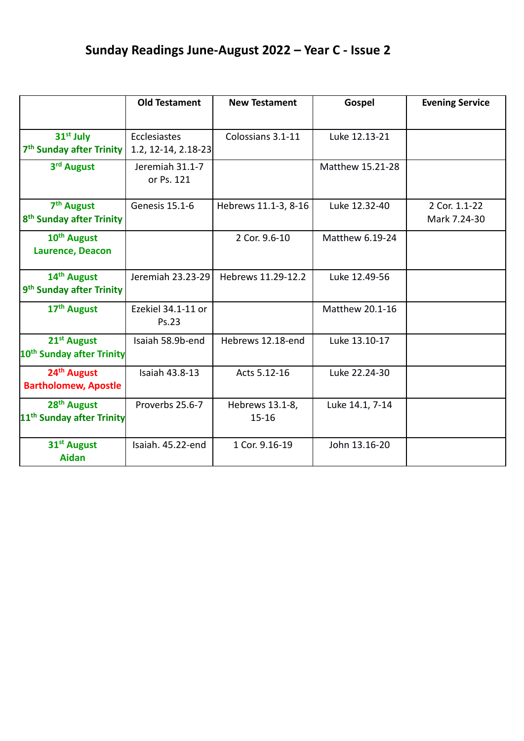# Sunday Readings June-August 2022 – Year C - Issue 2

| | Old Testament | New Testament | Gospel | Evening Service |
|---|---|---|---|---|
| **31st July 7th Sunday after Trinity** | Ecclesiastes 1.2, 12-14, 2.18-23 | Colossians 3.1-11 | Luke 12.13-21 | |
| **3rd August** | Jeremiah 31.1-7 or Ps. 121 | | Matthew 15.21-28 | |
| **7th August 8th Sunday after Trinity** | Genesis 15.1-6 | Hebrews 11.1-3, 8-16 | Luke 12.32-40 | 2 Cor. 1.1-22 Mark 7.24-30 |
| **10th August Laurence, Deacon** | | 2 Cor. 9.6-10 | Matthew 6.19-24 | |
| **14th August 9th Sunday after Trinity** | Jeremiah 23.23-29 | Hebrews 11.29-12.2 | Luke 12.49-56 | |
| **17th August** | Ezekiel 34.1-11 or Ps.23 | | Matthew 20.1-16 | |
| **21st August 10th Sunday after Trinity** | Isaiah 58.9b-end | Hebrews 12.18-end | Luke 13.10-17 | |
| **24th August Bartholomew, Apostle** | Isaiah 43.8-13 | Acts 5.12-16 | Luke 22.24-30 | |
| **28th August 11th Sunday after Trinity** | Proverbs 25.6-7 | Hebrews 13.1-8, 15-16 | Luke 14.1, 7-14 | |
| **31st August Aidan** | Isaiah. 45.22-end | 1 Cor. 9.16-19 | John 13.16-20 | |